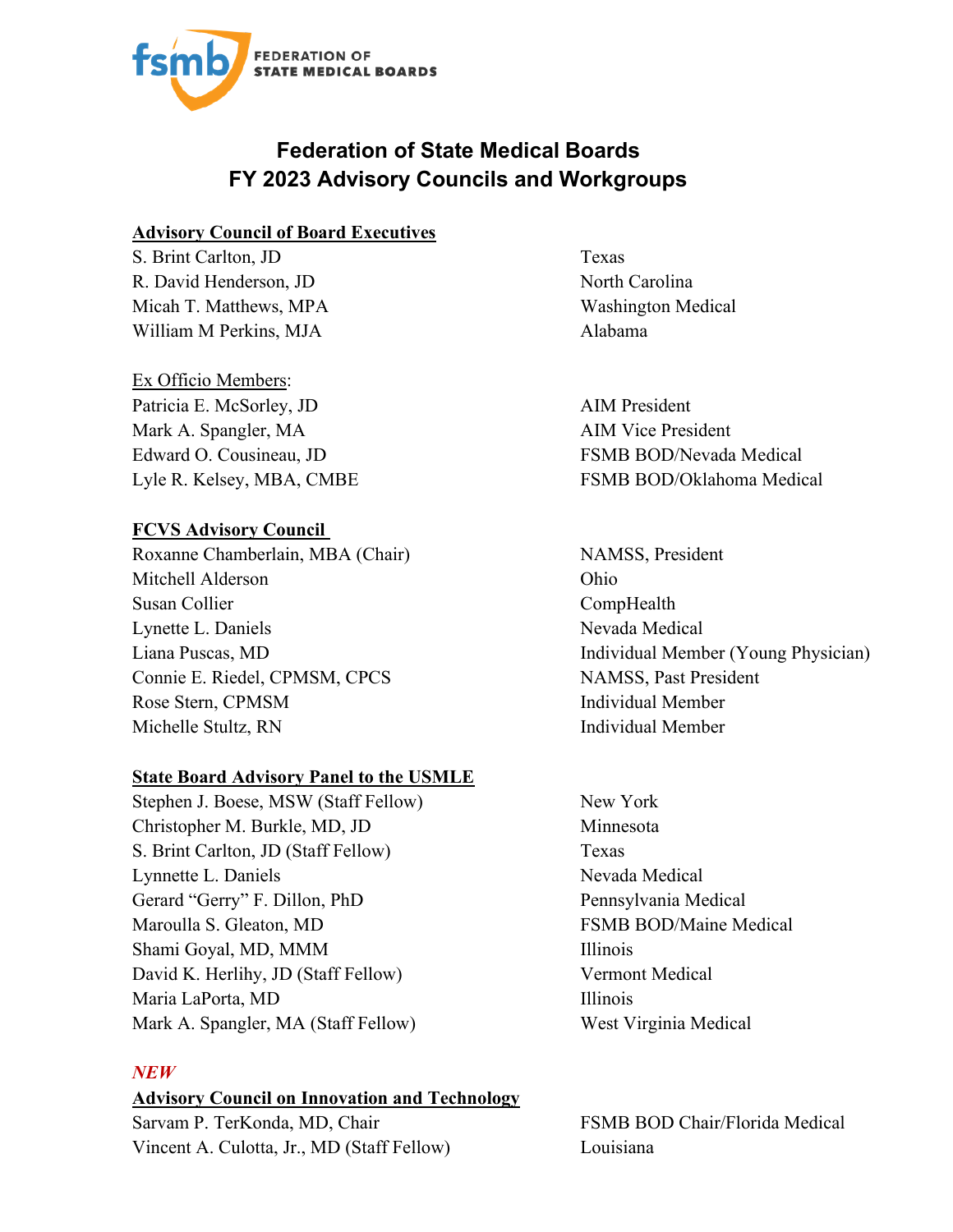# Federation of State Medical Boards
# FY 2023 Advisory Councils and Workgroups

## Advisory Council of Board Executives

| | |
|---|---|
| S. Brint Carlton, JD | Texas |
| R. David Henderson, JD | North Carolina |
| Micah T. Matthews, MPA | Washington Medical |
| William M Perkins, MJA | Alabama |

Ex Officio Members:

| | |
|---|---|
| Patricia E. McSorley, JD | AIM President |
| Mark A. Spangler, MA | AIM Vice President |
| Edward O. Cousineau, JD | FSMB BOD/Nevada Medical |
| Lyle R. Kelsey, MBA, CMBE | FSMB BOD/Oklahoma Medical |

## FCVS Advisory Council

| | |
|---|---|
| Roxanne Chamberlain, MBA (Chair) | NAMSS, President |
| Mitchell Alderson | Ohio |
| Susan Collier | CompHealth |
| Lynette L. Daniels | Nevada Medical |
| Liana Puscas, MD | Individual Member (Young Physician) |
| Connie E. Riedel, CPMSM, CPCS | NAMSS, Past President |
| Rose Stern, CPMSM | Individual Member |
| Michelle Stultz, RN | Individual Member |

## State Board Advisory Panel to the USMLE

| | |
|---|---|
| Stephen J. Boese, MSW (Staff Fellow) | New York |
| Christopher M. Burkle, MD, JD | Minnesota |
| S. Brint Carlton, JD (Staff Fellow) | Texas |
| Lynnette L. Daniels | Nevada Medical |
| Gerard "Gerry" F. Dillon, PhD | Pennsylvania Medical |
| Maroulla S. Gleaton, MD | FSMB BOD/Maine Medical |
| Shami Goyal, MD, MMM | Illinois |
| David K. Herlihy, JD (Staff Fellow) | Vermont Medical |
| Maria LaPorta, MD | Illinois |
| Mark A. Spangler, MA (Staff Fellow) | West Virginia Medical |

*NEW*

## Advisory Council on Innovation and Technology

| | |
|---|---|
| Sarvam P. TerKonda, MD, Chair | FSMB BOD Chair/Florida Medical |
| Vincent A. Culotta, Jr., MD (Staff Fellow) | Louisiana |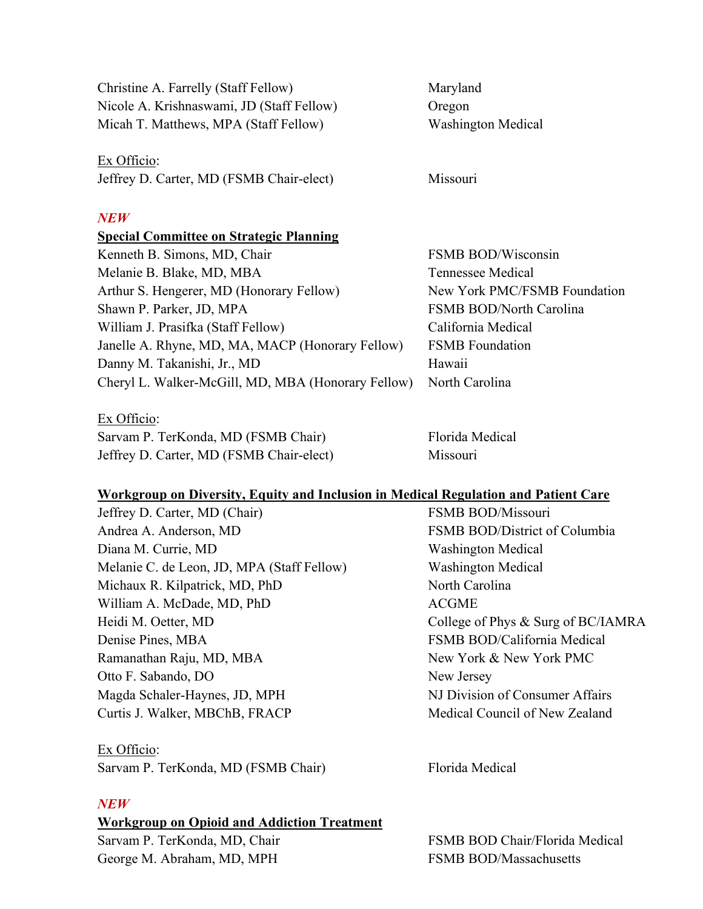| | |
|---|---|
| Christine A. Farrelly (Staff Fellow) | Maryland |
| Nicole A. Krishnaswami, JD (Staff Fellow) | Oregon |
| Micah T. Matthews, MPA (Staff Fellow) | Washington Medical |

Ex Officio:

| | |
|---|---|
| Jeffrey D. Carter, MD (FSMB Chair-elect) | Missouri |

***NEW***

**Special Committee on Strategic Planning**

| | |
|---|---|
| Kenneth B. Simons, MD, Chair | FSMB BOD/Wisconsin |
| Melanie B. Blake, MD, MBA | Tennessee Medical |
| Arthur S. Hengerer, MD (Honorary Fellow) | New York PMC/FSMB Foundation |
| Shawn P. Parker, JD, MPA | FSMB BOD/North Carolina |
| William J. Prasifka (Staff Fellow) | California Medical |
| Janelle A. Rhyne, MD, MA, MACP (Honorary Fellow) | FSMB Foundation |
| Danny M. Takanishi, Jr., MD | Hawaii |
| Cheryl L. Walker-McGill, MD, MBA (Honorary Fellow) | North Carolina |

Ex Officio:

| | |
|---|---|
| Sarvam P. TerKonda, MD (FSMB Chair) | Florida Medical |
| Jeffrey D. Carter, MD (FSMB Chair-elect) | Missouri |

**Workgroup on Diversity, Equity and Inclusion in Medical Regulation and Patient Care**

| | |
|---|---|
| Jeffrey D. Carter, MD (Chair) | FSMB BOD/Missouri |
| Andrea A. Anderson, MD | FSMB BOD/District of Columbia |
| Diana M. Currie, MD | Washington Medical |
| Melanie C. de Leon, JD, MPA (Staff Fellow) | Washington Medical |
| Michaux R. Kilpatrick, MD, PhD | North Carolina |
| William A. McDade, MD, PhD | ACGME |
| Heidi M. Oetter, MD | College of Phys & Surg of BC/IAMRA |
| Denise Pines, MBA | FSMB BOD/California Medical |
| Ramanathan Raju, MD, MBA | New York & New York PMC |
| Otto F. Sabando, DO | New Jersey |
| Magda Schaler-Haynes, JD, MPH | NJ Division of Consumer Affairs |
| Curtis J. Walker, MBChB, FRACP | Medical Council of New Zealand |

Ex Officio:

| | |
|---|---|
| Sarvam P. TerKonda, MD (FSMB Chair) | Florida Medical |

***NEW***

**Workgroup on Opioid and Addiction Treatment**

| | |
|---|---|
| Sarvam P. TerKonda, MD, Chair | FSMB BOD Chair/Florida Medical |
| George M. Abraham, MD, MPH | FSMB BOD/Massachusetts |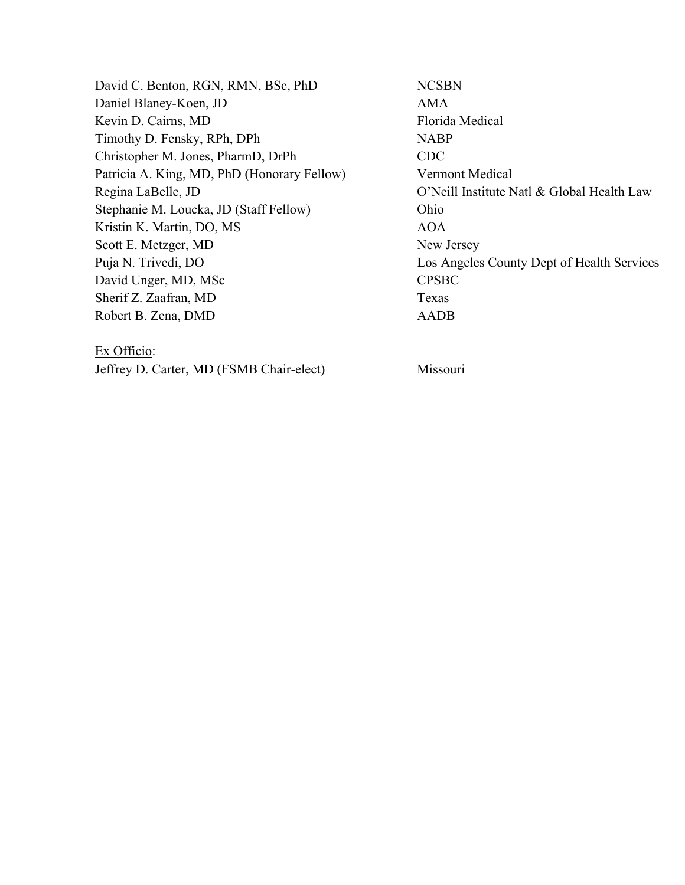| | |
|---|---|
| David C. Benton, RGN, RMN, BSc, PhD | NCSBN |
| Daniel Blaney-Koen, JD | AMA |
| Kevin D. Cairns, MD | Florida Medical |
| Timothy D. Fensky, RPh, DPh | NABP |
| Christopher M. Jones, PharmD, DrPh | CDC |
| Patricia A. King, MD, PhD (Honorary Fellow) | Vermont Medical |
| Regina LaBelle, JD | O'Neill Institute Natl & Global Health Law |
| Stephanie M. Loucka, JD (Staff Fellow) | Ohio |
| Kristin K. Martin, DO, MS | AOA |
| Scott E. Metzger, MD | New Jersey |
| Puja N. Trivedi, DO | Los Angeles County Dept of Health Services |
| David Unger, MD, MSc | CPSBC |
| Sherif Z. Zaafran, MD | Texas |
| Robert B. Zena, DMD | AADB |

Ex Officio:

| | |
|---|---|
| Jeffrey D. Carter, MD (FSMB Chair-elect) | Missouri |